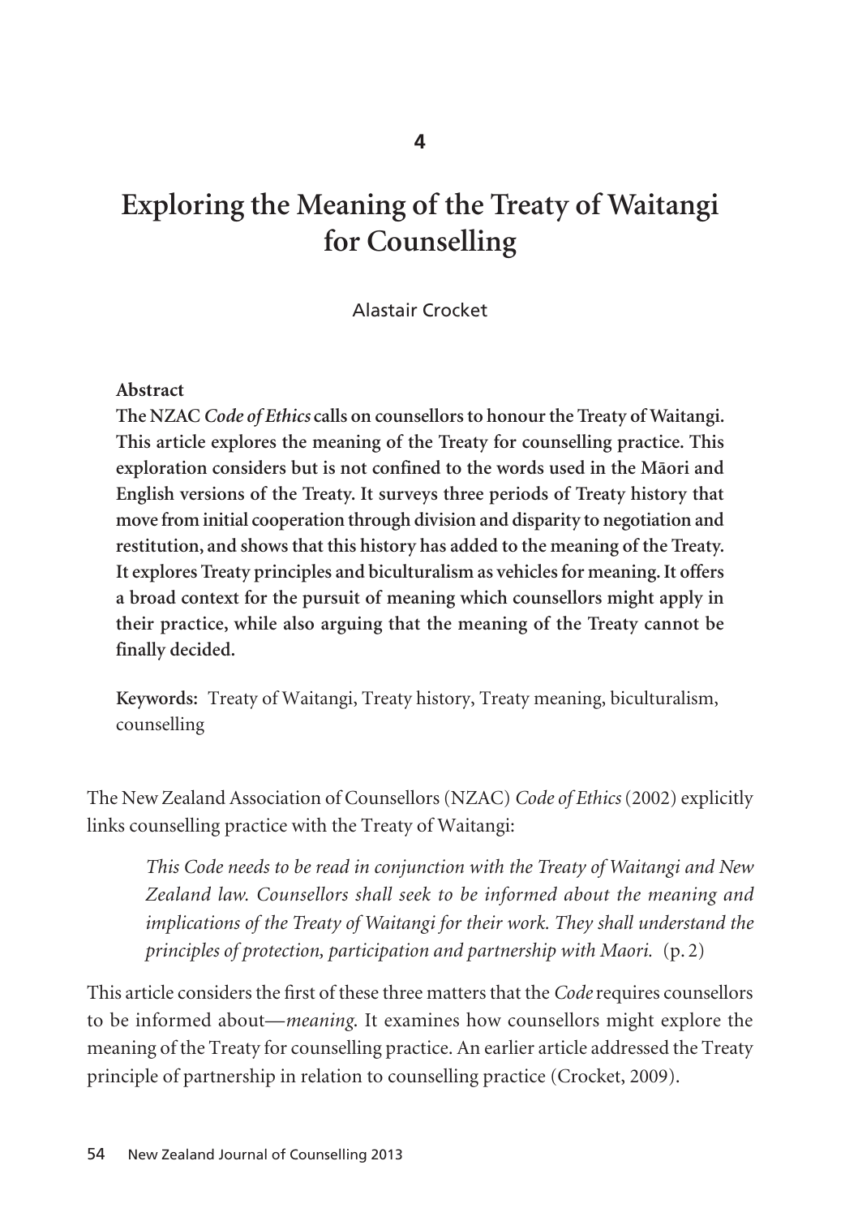4

# Exploring the Meaning of the Treaty of Waitangi for Counselling

Alastair Crocket

**Abstract**

**The NZAC *Code of Ethics* calls on counsellors to honour the Treaty of Waitangi. This article explores the meaning of the Treaty for counselling practice. This exploration considers but is not confined to the words used in the Māori and English versions of the Treaty. It surveys three periods of Treaty history that move from initial cooperation through division and disparity to negotiation and restitution, and shows that this history has added to the meaning of the Treaty. It explores Treaty principles and biculturalism as vehicles for meaning. It offers a broad context for the pursuit of meaning which counsellors might apply in their practice, while also arguing that the meaning of the Treaty cannot be finally decided.**

**Keywords:** Treaty of Waitangi, Treaty history, Treaty meaning, biculturalism, counselling

The New Zealand Association of Counsellors (NZAC) *Code of Ethics* (2002) explicitly links counselling practice with the Treaty of Waitangi:

> *This Code needs to be read in conjunction with the Treaty of Waitangi and New Zealand law. Counsellors shall seek to be informed about the meaning and implications of the Treaty of Waitangi for their work. They shall understand the principles of protection, participation and partnership with Maori.* (p. 2)

This article considers the first of these three matters that the *Code* requires counsellors to be informed about—*meaning*. It examines how counsellors might explore the meaning of the Treaty for counselling practice. An earlier article addressed the Treaty principle of partnership in relation to counselling practice (Crocket, 2009).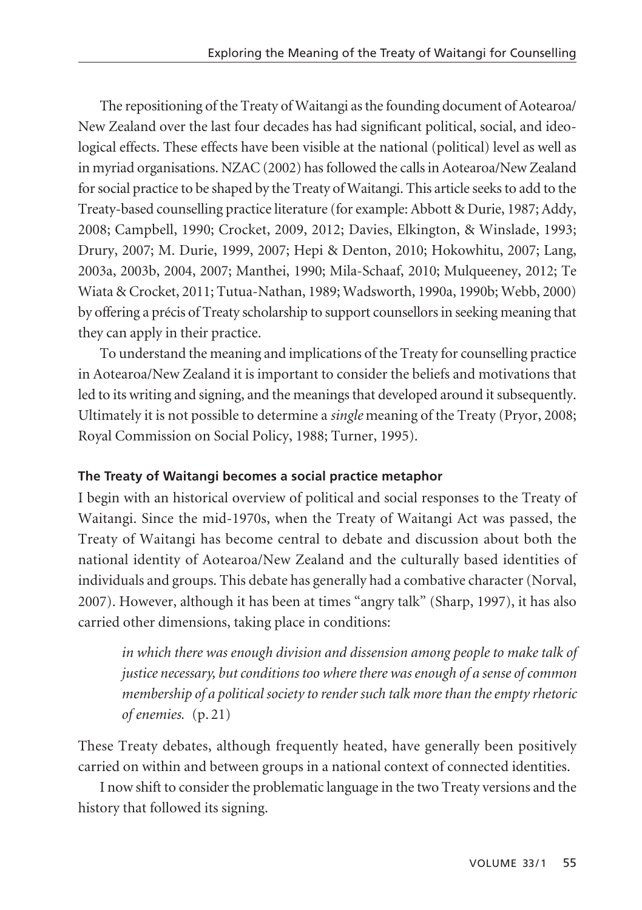The repositioning of the Treaty of Waitangi as the founding document of Aotearoa/New Zealand over the last four decades has had significant political, social, and ideological effects. These effects have been visible at the national (political) level as well as in myriad organisations. NZAC (2002) has followed the calls in Aotearoa/New Zealand for social practice to be shaped by the Treaty of Waitangi. This article seeks to add to the Treaty-based counselling practice literature (for example: Abbott & Durie, 1987; Addy, 2008; Campbell, 1990; Crocket, 2009, 2012; Davies, Elkington, & Winslade, 1993; Drury, 2007; M. Durie, 1999, 2007; Hepi & Denton, 2010; Hokowhitu, 2007; Lang, 2003a, 2003b, 2004, 2007; Manthei, 1990; Mila-Schaaf, 2010; Mulqueeney, 2012; Te Wiata & Crocket, 2011; Tutua-Nathan, 1989; Wadsworth, 1990a, 1990b; Webb, 2000) by offering a précis of Treaty scholarship to support counsellors in seeking meaning that they can apply in their practice.

To understand the meaning and implications of the Treaty for counselling practice in Aotearoa/New Zealand it is important to consider the beliefs and motivations that led to its writing and signing, and the meanings that developed around it subsequently. Ultimately it is not possible to determine a *single* meaning of the Treaty (Pryor, 2008; Royal Commission on Social Policy, 1988; Turner, 1995).

### The Treaty of Waitangi becomes a social practice metaphor

I begin with an historical overview of political and social responses to the Treaty of Waitangi. Since the mid-1970s, when the Treaty of Waitangi Act was passed, the Treaty of Waitangi has become central to debate and discussion about both the national identity of Aotearoa/New Zealand and the culturally based identities of individuals and groups. This debate has generally had a combative character (Norval, 2007). However, although it has been at times "angry talk" (Sharp, 1997), it has also carried other dimensions, taking place in conditions:

> *in which there was enough division and dissension among people to make talk of justice necessary, but conditions too where there was enough of a sense of common membership of a political society to render such talk more than the empty rhetoric of enemies.* (p. 21)

These Treaty debates, although frequently heated, have generally been positively carried on within and between groups in a national context of connected identities.

I now shift to consider the problematic language in the two Treaty versions and the history that followed its signing.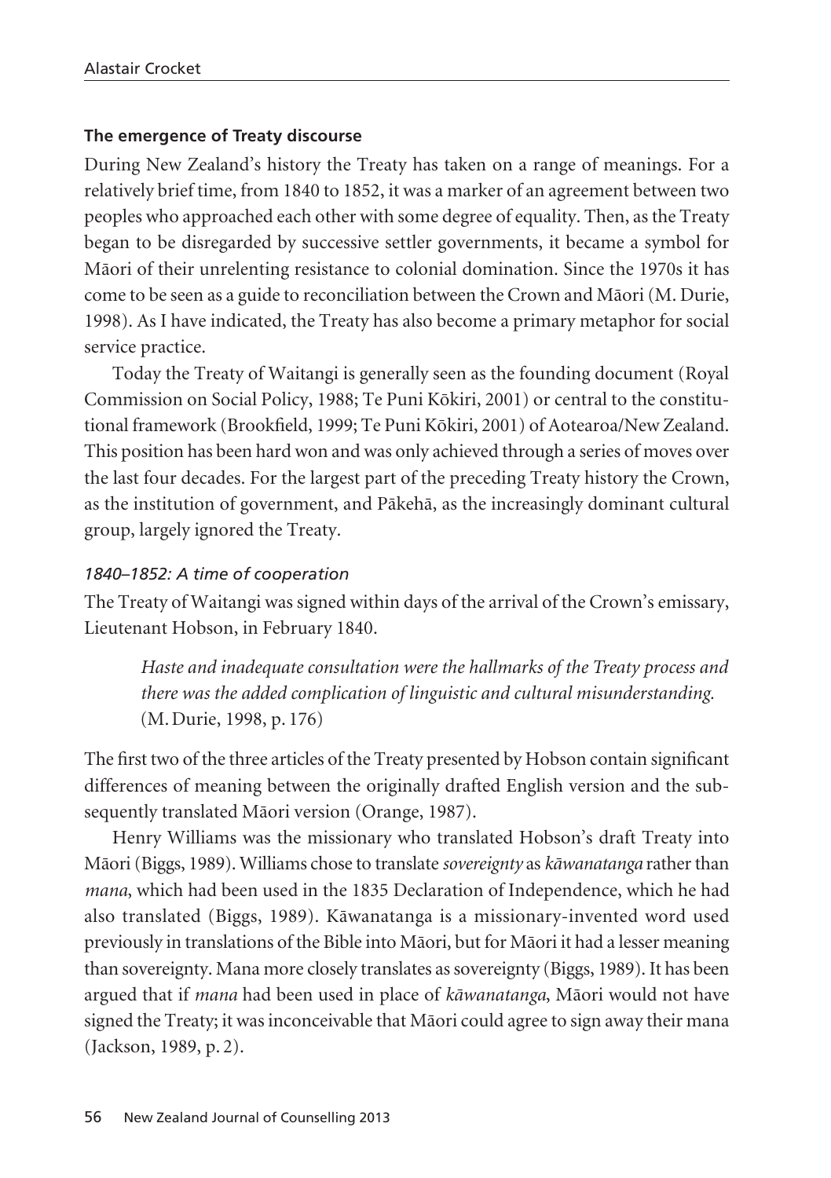### The emergence of Treaty discourse

During New Zealand's history the Treaty has taken on a range of meanings. For a relatively brief time, from 1840 to 1852, it was a marker of an agreement between two peoples who approached each other with some degree of equality. Then, as the Treaty began to be disregarded by successive settler governments, it became a symbol for Māori of their unrelenting resistance to colonial domination. Since the 1970s it has come to be seen as a guide to reconciliation between the Crown and Māori (M. Durie, 1998). As I have indicated, the Treaty has also become a primary metaphor for social service practice.

Today the Treaty of Waitangi is generally seen as the founding document (Royal Commission on Social Policy, 1988; Te Puni Kōkiri, 2001) or central to the constitutional framework (Brookfield, 1999; Te Puni Kōkiri, 2001) of Aotearoa/New Zealand. This position has been hard won and was only achieved through a series of moves over the last four decades. For the largest part of the preceding Treaty history the Crown, as the institution of government, and Pākehā, as the increasingly dominant cultural group, largely ignored the Treaty.

#### *1840–1852: A time of cooperation*

The Treaty of Waitangi was signed within days of the arrival of the Crown's emissary, Lieutenant Hobson, in February 1840.

> *Haste and inadequate consultation were the hallmarks of the Treaty process and there was the added complication of linguistic and cultural misunderstanding.* (M. Durie, 1998, p. 176)

The first two of the three articles of the Treaty presented by Hobson contain significant differences of meaning between the originally drafted English version and the subsequently translated Māori version (Orange, 1987).

Henry Williams was the missionary who translated Hobson's draft Treaty into Māori (Biggs, 1989). Williams chose to translate *sovereignty* as *kāwanatanga* rather than *mana*, which had been used in the 1835 Declaration of Independence, which he had also translated (Biggs, 1989). Kāwanatanga is a missionary-invented word used previously in translations of the Bible into Māori, but for Māori it had a lesser meaning than sovereignty. Mana more closely translates as sovereignty (Biggs, 1989). It has been argued that if *mana* had been used in place of *kāwanatanga*, Māori would not have signed the Treaty; it was inconceivable that Māori could agree to sign away their mana (Jackson, 1989, p. 2).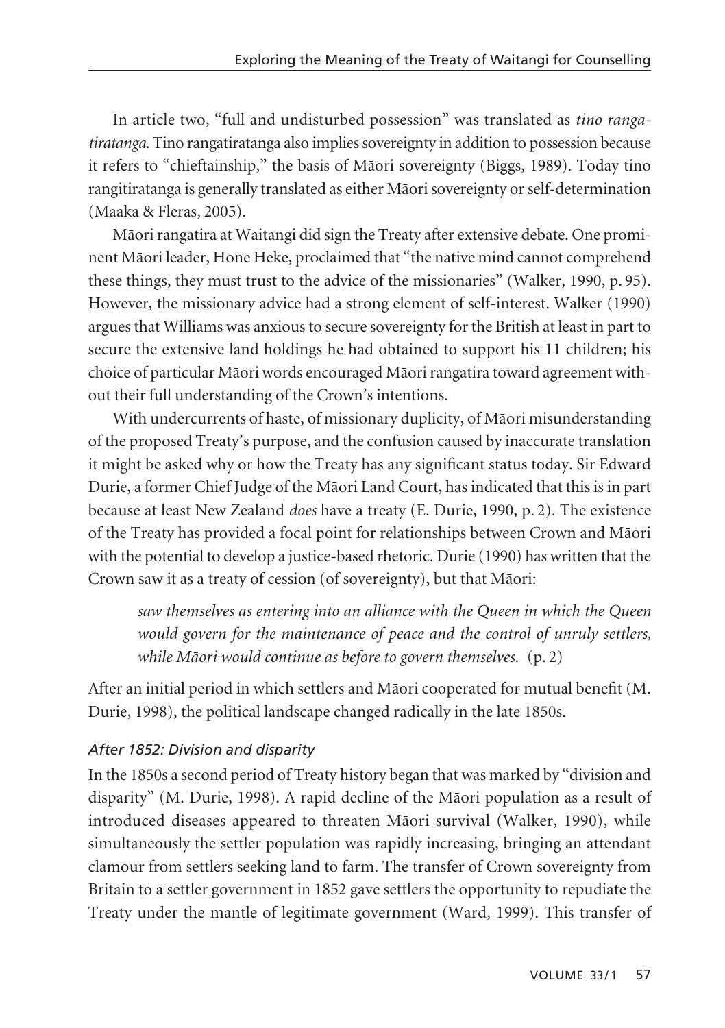In article two, "full and undisturbed possession" was translated as *tino rangatiratanga*. Tino rangatiratanga also implies sovereignty in addition to possession because it refers to "chieftainship," the basis of Māori sovereignty (Biggs, 1989). Today tino rangitiratanga is generally translated as either Māori sovereignty or self-determination (Maaka & Fleras, 2005).

Māori rangatira at Waitangi did sign the Treaty after extensive debate. One prominent Māori leader, Hone Heke, proclaimed that "the native mind cannot comprehend these things, they must trust to the advice of the missionaries" (Walker, 1990, p. 95). However, the missionary advice had a strong element of self-interest. Walker (1990) argues that Williams was anxious to secure sovereignty for the British at least in part to secure the extensive land holdings he had obtained to support his 11 children; his choice of particular Māori words encouraged Māori rangatira toward agreement without their full understanding of the Crown's intentions.

With undercurrents of haste, of missionary duplicity, of Māori misunderstanding of the proposed Treaty's purpose, and the confusion caused by inaccurate translation it might be asked why or how the Treaty has any significant status today. Sir Edward Durie, a former Chief Judge of the Māori Land Court, has indicated that this is in part because at least New Zealand *does* have a treaty (E. Durie, 1990, p. 2). The existence of the Treaty has provided a focal point for relationships between Crown and Māori with the potential to develop a justice-based rhetoric. Durie (1990) has written that the Crown saw it as a treaty of cession (of sovereignty), but that Māori:

> *saw themselves as entering into an alliance with the Queen in which the Queen would govern for the maintenance of peace and the control of unruly settlers, while Māori would continue as before to govern themselves.* (p. 2)

After an initial period in which settlers and Māori cooperated for mutual benefit (M. Durie, 1998), the political landscape changed radically in the late 1850s.

### *After 1852: Division and disparity*

In the 1850s a second period of Treaty history began that was marked by "division and disparity" (M. Durie, 1998). A rapid decline of the Māori population as a result of introduced diseases appeared to threaten Māori survival (Walker, 1990), while simultaneously the settler population was rapidly increasing, bringing an attendant clamour from settlers seeking land to farm. The transfer of Crown sovereignty from Britain to a settler government in 1852 gave settlers the opportunity to repudiate the Treaty under the mantle of legitimate government (Ward, 1999). This transfer of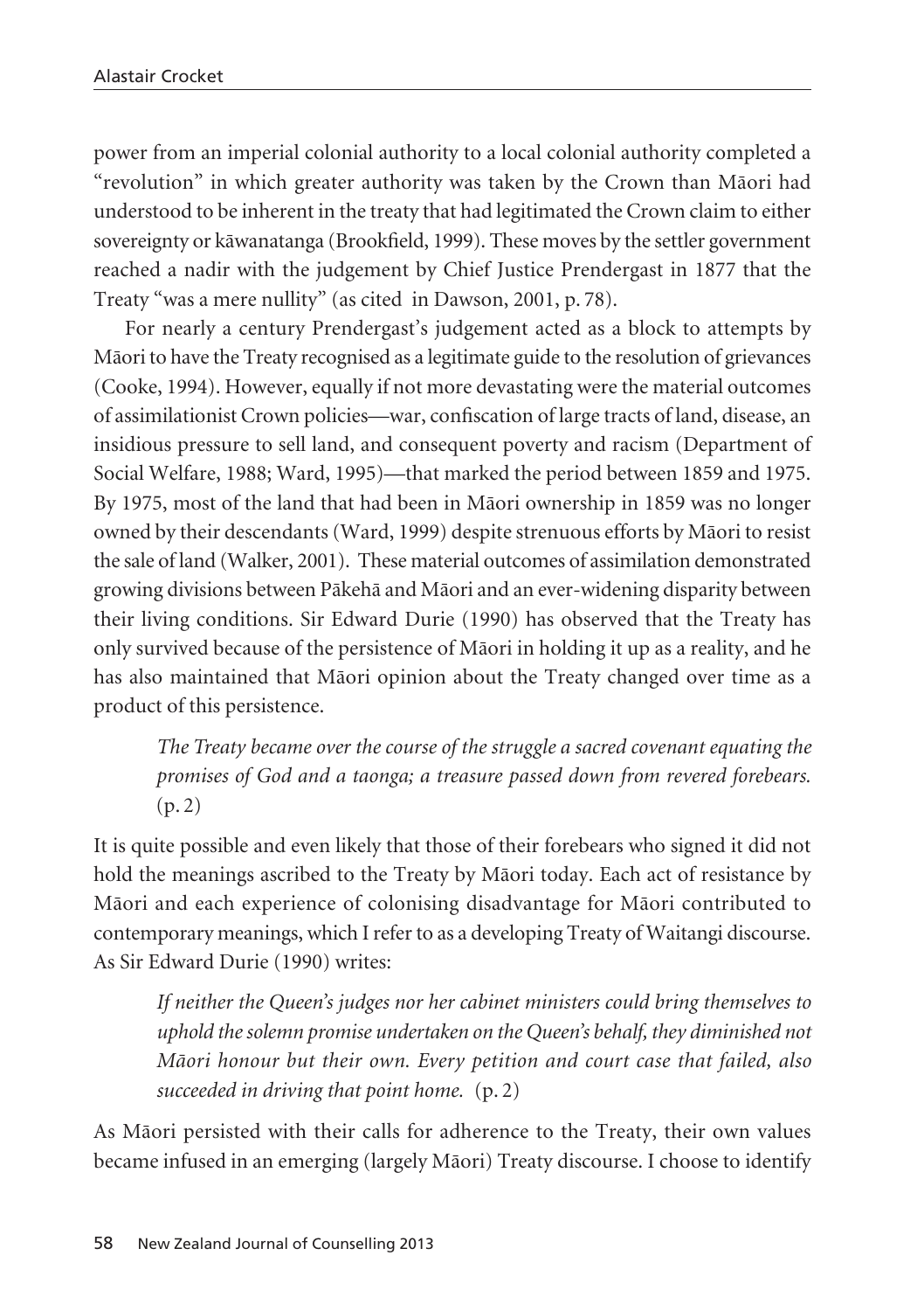power from an imperial colonial authority to a local colonial authority completed a "revolution" in which greater authority was taken by the Crown than Māori had understood to be inherent in the treaty that had legitimated the Crown claim to either sovereignty or kāwanatanga (Brookfield, 1999). These moves by the settler government reached a nadir with the judgement by Chief Justice Prendergast in 1877 that the Treaty "was a mere nullity" (as cited in Dawson, 2001, p. 78).

For nearly a century Prendergast's judgement acted as a block to attempts by Māori to have the Treaty recognised as a legitimate guide to the resolution of grievances (Cooke, 1994). However, equally if not more devastating were the material outcomes of assimilationist Crown policies—war, confiscation of large tracts of land, disease, an insidious pressure to sell land, and consequent poverty and racism (Department of Social Welfare, 1988; Ward, 1995)—that marked the period between 1859 and 1975. By 1975, most of the land that had been in Māori ownership in 1859 was no longer owned by their descendants (Ward, 1999) despite strenuous efforts by Māori to resist the sale of land (Walker, 2001). These material outcomes of assimilation demonstrated growing divisions between Pākehā and Māori and an ever-widening disparity between their living conditions. Sir Edward Durie (1990) has observed that the Treaty has only survived because of the persistence of Māori in holding it up as a reality, and he has also maintained that Māori opinion about the Treaty changed over time as a product of this persistence.

> *The Treaty became over the course of the struggle a sacred covenant equating the promises of God and a taonga; a treasure passed down from revered forebears.* (p. 2)

It is quite possible and even likely that those of their forebears who signed it did not hold the meanings ascribed to the Treaty by Māori today. Each act of resistance by Māori and each experience of colonising disadvantage for Māori contributed to contemporary meanings, which I refer to as a developing Treaty of Waitangi discourse. As Sir Edward Durie (1990) writes:

> *If neither the Queen's judges nor her cabinet ministers could bring themselves to uphold the solemn promise undertaken on the Queen's behalf, they diminished not Māori honour but their own. Every petition and court case that failed, also succeeded in driving that point home.* (p. 2)

As Māori persisted with their calls for adherence to the Treaty, their own values became infused in an emerging (largely Māori) Treaty discourse. I choose to identify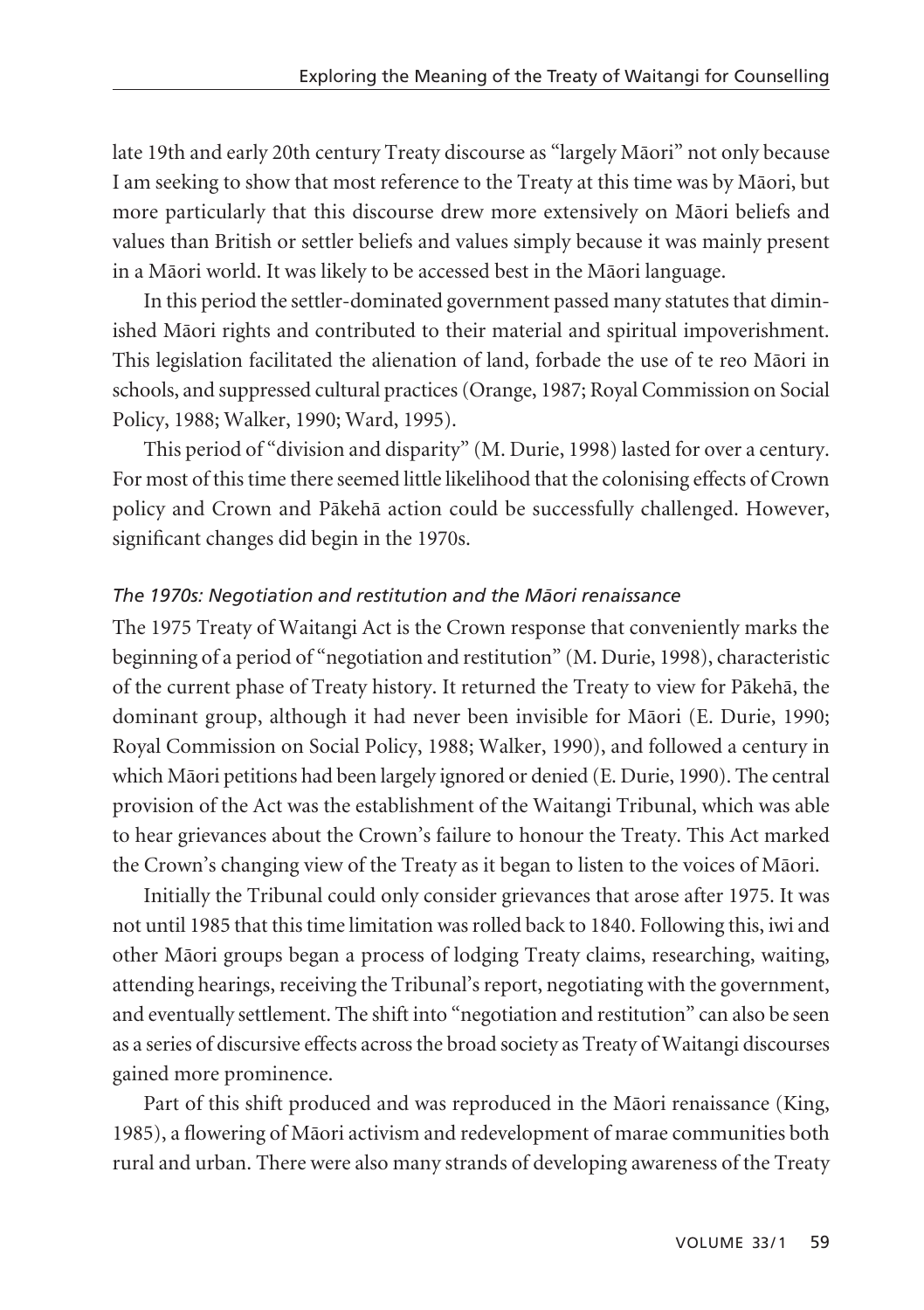late 19th and early 20th century Treaty discourse as "largely Māori" not only because I am seeking to show that most reference to the Treaty at this time was by Māori, but more particularly that this discourse drew more extensively on Māori beliefs and values than British or settler beliefs and values simply because it was mainly present in a Māori world. It was likely to be accessed best in the Māori language.

In this period the settler-dominated government passed many statutes that diminished Māori rights and contributed to their material and spiritual impoverishment. This legislation facilitated the alienation of land, forbade the use of te reo Māori in schools, and suppressed cultural practices (Orange, 1987; Royal Commission on Social Policy, 1988; Walker, 1990; Ward, 1995).

This period of "division and disparity" (M. Durie, 1998) lasted for over a century. For most of this time there seemed little likelihood that the colonising effects of Crown policy and Crown and Pākehā action could be successfully challenged. However, significant changes did begin in the 1970s.

### *The 1970s: Negotiation and restitution and the Māori renaissance*

The 1975 Treaty of Waitangi Act is the Crown response that conveniently marks the beginning of a period of "negotiation and restitution" (M. Durie, 1998), characteristic of the current phase of Treaty history. It returned the Treaty to view for Pākehā, the dominant group, although it had never been invisible for Māori (E. Durie, 1990; Royal Commission on Social Policy, 1988; Walker, 1990), and followed a century in which Māori petitions had been largely ignored or denied (E. Durie, 1990). The central provision of the Act was the establishment of the Waitangi Tribunal, which was able to hear grievances about the Crown's failure to honour the Treaty. This Act marked the Crown's changing view of the Treaty as it began to listen to the voices of Māori.

Initially the Tribunal could only consider grievances that arose after 1975. It was not until 1985 that this time limitation was rolled back to 1840. Following this, iwi and other Māori groups began a process of lodging Treaty claims, researching, waiting, attending hearings, receiving the Tribunal's report, negotiating with the government, and eventually settlement. The shift into "negotiation and restitution" can also be seen as a series of discursive effects across the broad society as Treaty of Waitangi discourses gained more prominence.

Part of this shift produced and was reproduced in the Māori renaissance (King, 1985), a flowering of Māori activism and redevelopment of marae communities both rural and urban. There were also many strands of developing awareness of the Treaty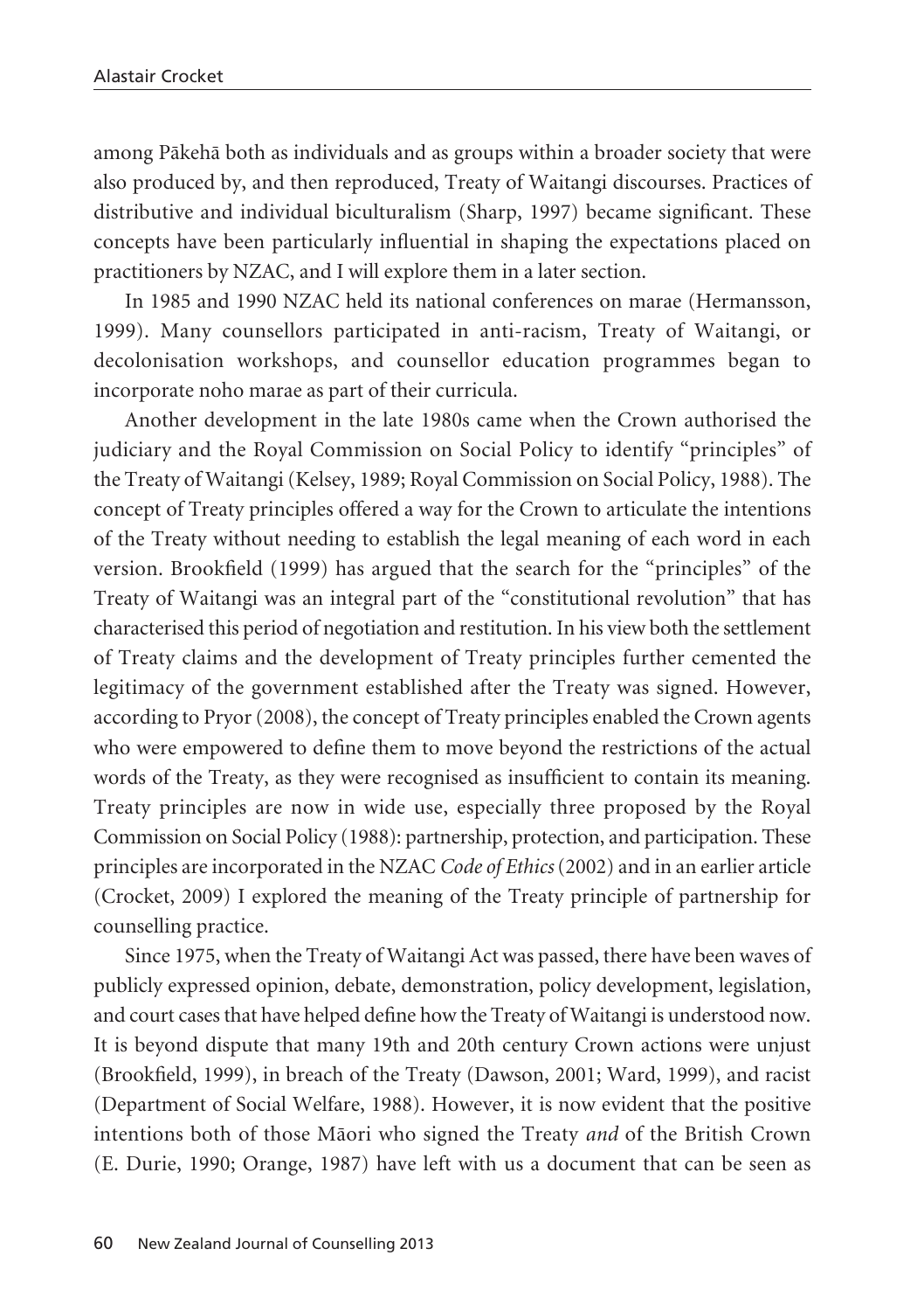among Pākehā both as individuals and as groups within a broader society that were also produced by, and then reproduced, Treaty of Waitangi discourses. Practices of distributive and individual biculturalism (Sharp, 1997) became significant. These concepts have been particularly influential in shaping the expectations placed on practitioners by NZAC, and I will explore them in a later section.

In 1985 and 1990 NZAC held its national conferences on marae (Hermansson, 1999). Many counsellors participated in anti-racism, Treaty of Waitangi, or decolonisation workshops, and counsellor education programmes began to incorporate noho marae as part of their curricula.

Another development in the late 1980s came when the Crown authorised the judiciary and the Royal Commission on Social Policy to identify "principles" of the Treaty of Waitangi (Kelsey, 1989; Royal Commission on Social Policy, 1988). The concept of Treaty principles offered a way for the Crown to articulate the intentions of the Treaty without needing to establish the legal meaning of each word in each version. Brookfield (1999) has argued that the search for the "principles" of the Treaty of Waitangi was an integral part of the "constitutional revolution" that has characterised this period of negotiation and restitution. In his view both the settlement of Treaty claims and the development of Treaty principles further cemented the legitimacy of the government established after the Treaty was signed. However, according to Pryor (2008), the concept of Treaty principles enabled the Crown agents who were empowered to define them to move beyond the restrictions of the actual words of the Treaty, as they were recognised as insufficient to contain its meaning. Treaty principles are now in wide use, especially three proposed by the Royal Commission on Social Policy (1988): partnership, protection, and participation. These principles are incorporated in the NZAC *Code of Ethics* (2002) and in an earlier article (Crocket, 2009) I explored the meaning of the Treaty principle of partnership for counselling practice.

Since 1975, when the Treaty of Waitangi Act was passed, there have been waves of publicly expressed opinion, debate, demonstration, policy development, legislation, and court cases that have helped define how the Treaty of Waitangi is understood now. It is beyond dispute that many 19th and 20th century Crown actions were unjust (Brookfield, 1999), in breach of the Treaty (Dawson, 2001; Ward, 1999), and racist (Department of Social Welfare, 1988). However, it is now evident that the positive intentions both of those Māori who signed the Treaty *and* of the British Crown (E. Durie, 1990; Orange, 1987) have left with us a document that can be seen as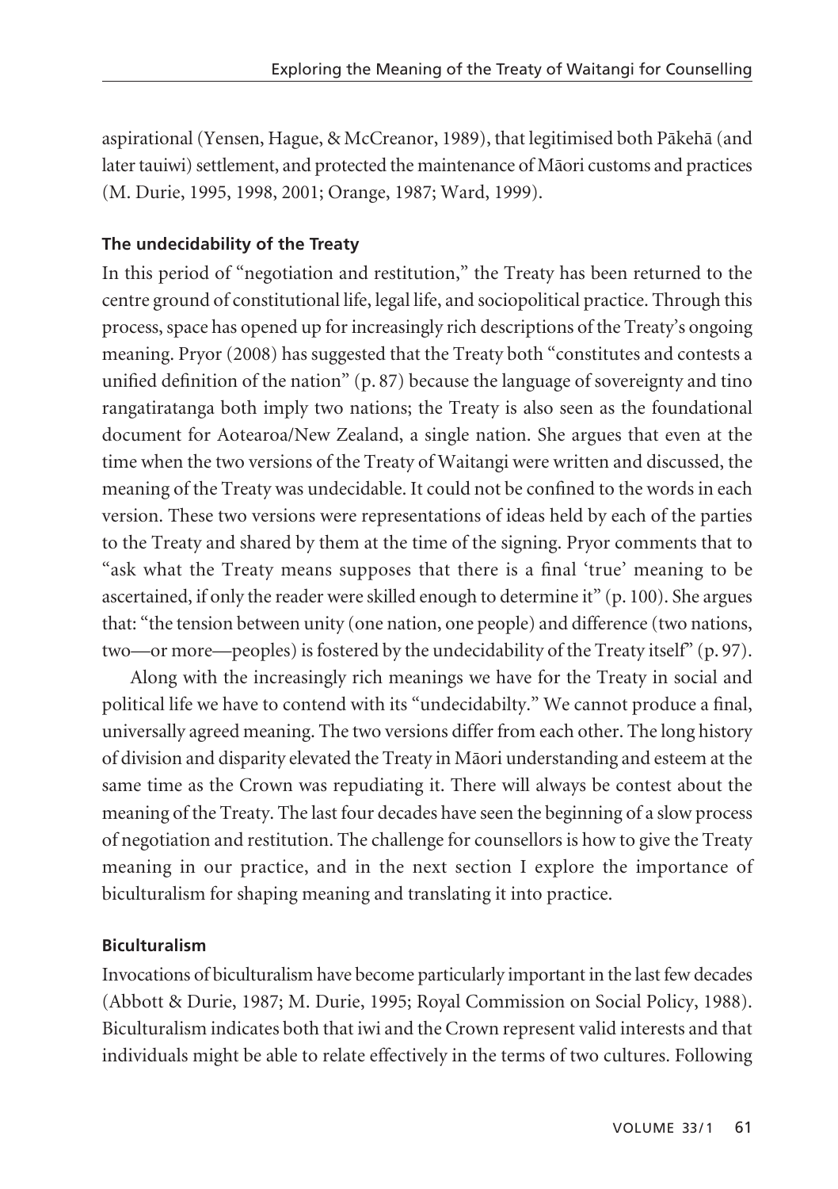aspirational (Yensen, Hague, & McCreanor, 1989), that legitimised both Pākehā (and later tauiwi) settlement, and protected the maintenance of Māori customs and practices (M. Durie, 1995, 1998, 2001; Orange, 1987; Ward, 1999).

### The undecidability of the Treaty

In this period of "negotiation and restitution," the Treaty has been returned to the centre ground of constitutional life, legal life, and sociopolitical practice. Through this process, space has opened up for increasingly rich descriptions of the Treaty's ongoing meaning. Pryor (2008) has suggested that the Treaty both "constitutes and contests a unified definition of the nation" (p. 87) because the language of sovereignty and tino rangatiratanga both imply two nations; the Treaty is also seen as the foundational document for Aotearoa/New Zealand, a single nation. She argues that even at the time when the two versions of the Treaty of Waitangi were written and discussed, the meaning of the Treaty was undecidable. It could not be confined to the words in each version. These two versions were representations of ideas held by each of the parties to the Treaty and shared by them at the time of the signing. Pryor comments that to "ask what the Treaty means supposes that there is a final 'true' meaning to be ascertained, if only the reader were skilled enough to determine it" (p. 100). She argues that: "the tension between unity (one nation, one people) and difference (two nations, two—or more—peoples) is fostered by the undecidability of the Treaty itself" (p. 97).

Along with the increasingly rich meanings we have for the Treaty in social and political life we have to contend with its "undecidabilty." We cannot produce a final, universally agreed meaning. The two versions differ from each other. The long history of division and disparity elevated the Treaty in Māori understanding and esteem at the same time as the Crown was repudiating it. There will always be contest about the meaning of the Treaty. The last four decades have seen the beginning of a slow process of negotiation and restitution. The challenge for counsellors is how to give the Treaty meaning in our practice, and in the next section I explore the importance of biculturalism for shaping meaning and translating it into practice.

### Biculturalism

Invocations of biculturalism have become particularly important in the last few decades (Abbott & Durie, 1987; M. Durie, 1995; Royal Commission on Social Policy, 1988). Biculturalism indicates both that iwi and the Crown represent valid interests and that individuals might be able to relate effectively in the terms of two cultures. Following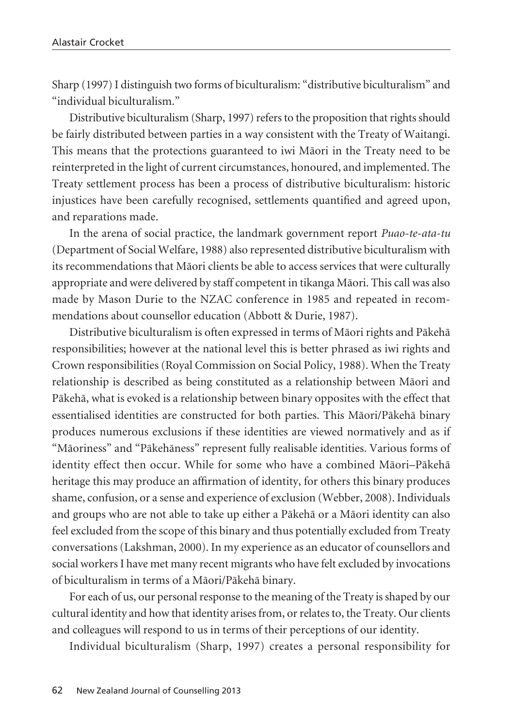Sharp (1997) I distinguish two forms of biculturalism: "distributive biculturalism" and "individual biculturalism."

Distributive biculturalism (Sharp, 1997) refers to the proposition that rights should be fairly distributed between parties in a way consistent with the Treaty of Waitangi. This means that the protections guaranteed to iwi Māori in the Treaty need to be reinterpreted in the light of current circumstances, honoured, and implemented. The Treaty settlement process has been a process of distributive biculturalism: historic injustices have been carefully recognised, settlements quantified and agreed upon, and reparations made.

In the arena of social practice, the landmark government report *Puao-te-ata-tu* (Department of Social Welfare, 1988) also represented distributive biculturalism with its recommendations that Māori clients be able to access services that were culturally appropriate and were delivered by staff competent in tikanga Māori. This call was also made by Mason Durie to the NZAC conference in 1985 and repeated in recommendations about counsellor education (Abbott & Durie, 1987).

Distributive biculturalism is often expressed in terms of Māori rights and Pākehā responsibilities; however at the national level this is better phrased as iwi rights and Crown responsibilities (Royal Commission on Social Policy, 1988). When the Treaty relationship is described as being constituted as a relationship between Māori and Pākehā, what is evoked is a relationship between binary opposites with the effect that essentialised identities are constructed for both parties. This Māori/Pākehā binary produces numerous exclusions if these identities are viewed normatively and as if "Māoriness" and "Pākehāness" represent fully realisable identities. Various forms of identity effect then occur. While for some who have a combined Māori–Pākehā heritage this may produce an affirmation of identity, for others this binary produces shame, confusion, or a sense and experience of exclusion (Webber, 2008). Individuals and groups who are not able to take up either a Pākehā or a Māori identity can also feel excluded from the scope of this binary and thus potentially excluded from Treaty conversations (Lakshman, 2000). In my experience as an educator of counsellors and social workers I have met many recent migrants who have felt excluded by invocations of biculturalism in terms of a Māori/Pākehā binary.

For each of us, our personal response to the meaning of the Treaty is shaped by our cultural identity and how that identity arises from, or relates to, the Treaty. Our clients and colleagues will respond to us in terms of their perceptions of our identity.

Individual biculturalism (Sharp, 1997) creates a personal responsibility for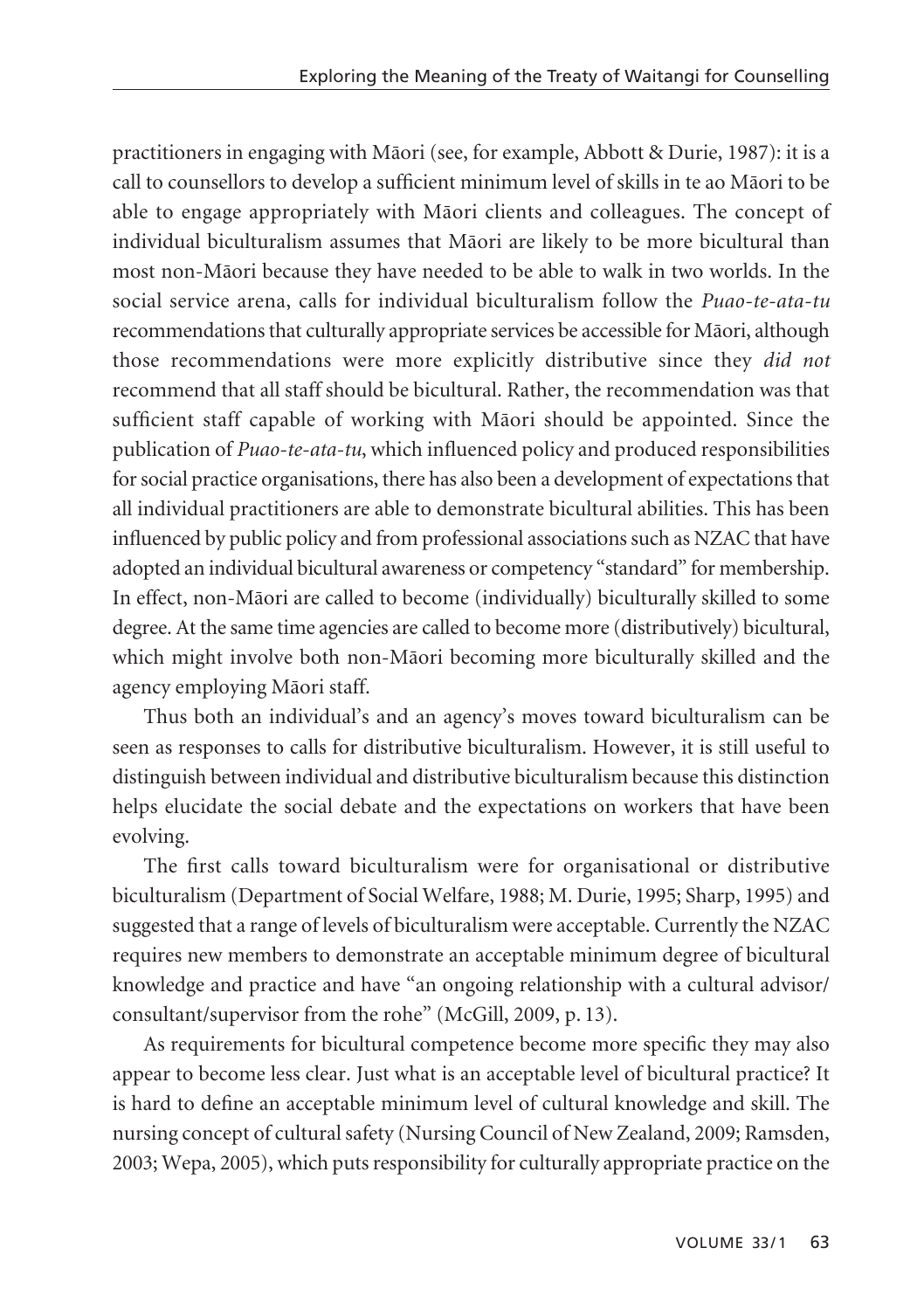practitioners in engaging with Māori (see, for example, Abbott & Durie, 1987): it is a call to counsellors to develop a sufficient minimum level of skills in te ao Māori to be able to engage appropriately with Māori clients and colleagues. The concept of individual biculturalism assumes that Māori are likely to be more bicultural than most non-Māori because they have needed to be able to walk in two worlds. In the social service arena, calls for individual biculturalism follow the *Puao-te-ata-tu* recommendations that culturally appropriate services be accessible for Māori, although those recommendations were more explicitly distributive since they *did not* recommend that all staff should be bicultural. Rather, the recommendation was that sufficient staff capable of working with Māori should be appointed. Since the publication of *Puao-te-ata-tu*, which influenced policy and produced responsibilities for social practice organisations, there has also been a development of expectations that all individual practitioners are able to demonstrate bicultural abilities. This has been influenced by public policy and from professional associations such as NZAC that have adopted an individual bicultural awareness or competency "standard" for membership. In effect, non-Māori are called to become (individually) biculturally skilled to some degree. At the same time agencies are called to become more (distributively) bicultural, which might involve both non-Māori becoming more biculturally skilled and the agency employing Māori staff.

Thus both an individual's and an agency's moves toward biculturalism can be seen as responses to calls for distributive biculturalism. However, it is still useful to distinguish between individual and distributive biculturalism because this distinction helps elucidate the social debate and the expectations on workers that have been evolving.

The first calls toward biculturalism were for organisational or distributive biculturalism (Department of Social Welfare, 1988; M. Durie, 1995; Sharp, 1995) and suggested that a range of levels of biculturalism were acceptable. Currently the NZAC requires new members to demonstrate an acceptable minimum degree of bicultural knowledge and practice and have "an ongoing relationship with a cultural advisor/consultant/supervisor from the rohe" (McGill, 2009, p. 13).

As requirements for bicultural competence become more specific they may also appear to become less clear. Just what is an acceptable level of bicultural practice? It is hard to define an acceptable minimum level of cultural knowledge and skill. The nursing concept of cultural safety (Nursing Council of New Zealand, 2009; Ramsden, 2003; Wepa, 2005), which puts responsibility for culturally appropriate practice on the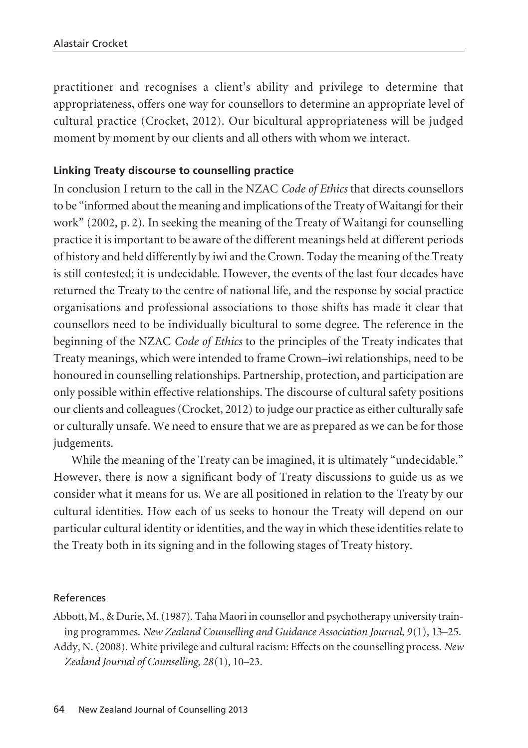practitioner and recognises a client's ability and privilege to determine that appropriateness, offers one way for counsellors to determine an appropriate level of cultural practice (Crocket, 2012). Our bicultural appropriateness will be judged moment by moment by our clients and all others with whom we interact.

### Linking Treaty discourse to counselling practice

In conclusion I return to the call in the NZAC *Code of Ethics* that directs counsellors to be "informed about the meaning and implications of the Treaty of Waitangi for their work" (2002, p. 2). In seeking the meaning of the Treaty of Waitangi for counselling practice it is important to be aware of the different meanings held at different periods of history and held differently by iwi and the Crown. Today the meaning of the Treaty is still contested; it is undecidable. However, the events of the last four decades have returned the Treaty to the centre of national life, and the response by social practice organisations and professional associations to those shifts has made it clear that counsellors need to be individually bicultural to some degree. The reference in the beginning of the NZAC *Code of Ethics* to the principles of the Treaty indicates that Treaty meanings, which were intended to frame Crown–iwi relationships, need to be honoured in counselling relationships. Partnership, protection, and participation are only possible within effective relationships. The discourse of cultural safety positions our clients and colleagues (Crocket, 2012) to judge our practice as either culturally safe or culturally unsafe. We need to ensure that we are as prepared as we can be for those judgements.

While the meaning of the Treaty can be imagined, it is ultimately "undecidable." However, there is now a significant body of Treaty discussions to guide us as we consider what it means for us. We are all positioned in relation to the Treaty by our cultural identities. How each of us seeks to honour the Treaty will depend on our particular cultural identity or identities, and the way in which these identities relate to the Treaty both in its signing and in the following stages of Treaty history.

#### References

Abbott, M., & Durie, M. (1987). Taha Maori in counsellor and psychotherapy university training programmes. *New Zealand Counselling and Guidance Association Journal, 9*(1), 13–25.

Addy, N. (2008). White privilege and cultural racism: Effects on the counselling process. *New Zealand Journal of Counselling, 28*(1), 10–23.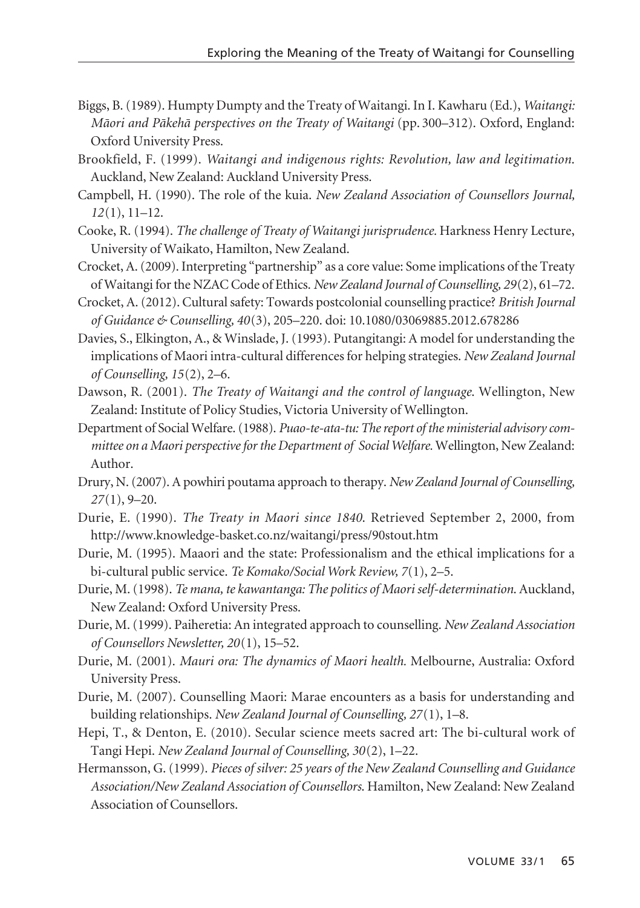Biggs, B. (1989). Humpty Dumpty and the Treaty of Waitangi. In I. Kawharu (Ed.), *Waitangi: Māori and Pākehā perspectives on the Treaty of Waitangi* (pp. 300–312). Oxford, England: Oxford University Press.

Brookfield, F. (1999). *Waitangi and indigenous rights: Revolution, law and legitimation.* Auckland, New Zealand: Auckland University Press.

Campbell, H. (1990). The role of the kuia. *New Zealand Association of Counsellors Journal, 12*(1), 11–12.

Cooke, R. (1994). *The challenge of Treaty of Waitangi jurisprudence.* Harkness Henry Lecture, University of Waikato, Hamilton, New Zealand.

Crocket, A. (2009). Interpreting "partnership" as a core value: Some implications of the Treaty of Waitangi for the NZAC Code of Ethics. *New Zealand Journal of Counselling, 29*(2), 61–72.

Crocket, A. (2012). Cultural safety: Towards postcolonial counselling practice? *British Journal of Guidance & Counselling, 40*(3), 205–220. doi: 10.1080/03069885.2012.678286

Davies, S., Elkington, A., & Winslade, J. (1993). Putangitangi: A model for understanding the implications of Maori intra-cultural differences for helping strategies. *New Zealand Journal of Counselling, 15*(2), 2–6.

Dawson, R. (2001). *The Treaty of Waitangi and the control of language.* Wellington, New Zealand: Institute of Policy Studies, Victoria University of Wellington.

Department of Social Welfare. (1988). *Puao-te-ata-tu: The report of the ministerial advisory committee on a Maori perspective for the Department of Social Welfare.* Wellington, New Zealand: Author.

Drury, N. (2007). A powhiri poutama approach to therapy. *New Zealand Journal of Counselling, 27*(1), 9–20.

Durie, E. (1990). *The Treaty in Maori since 1840.* Retrieved September 2, 2000, from http://www.knowledge-basket.co.nz/waitangi/press/90stout.htm

Durie, M. (1995). Maaori and the state: Professionalism and the ethical implications for a bi-cultural public service. *Te Komako/Social Work Review, 7*(1), 2–5.

Durie, M. (1998). *Te mana, te kawantanga: The politics of Maori self-determination.* Auckland, New Zealand: Oxford University Press.

Durie, M. (1999). Paiheretia: An integrated approach to counselling. *New Zealand Association of Counsellors Newsletter, 20*(1), 15–52.

Durie, M. (2001). *Mauri ora: The dynamics of Maori health.* Melbourne, Australia: Oxford University Press.

Durie, M. (2007). Counselling Maori: Marae encounters as a basis for understanding and building relationships. *New Zealand Journal of Counselling, 27*(1), 1–8.

Hepi, T., & Denton, E. (2010). Secular science meets sacred art: The bi-cultural work of Tangi Hepi. *New Zealand Journal of Counselling, 30*(2), 1–22.

Hermansson, G. (1999). *Pieces of silver: 25 years of the New Zealand Counselling and Guidance Association/New Zealand Association of Counsellors.* Hamilton, New Zealand: New Zealand Association of Counsellors.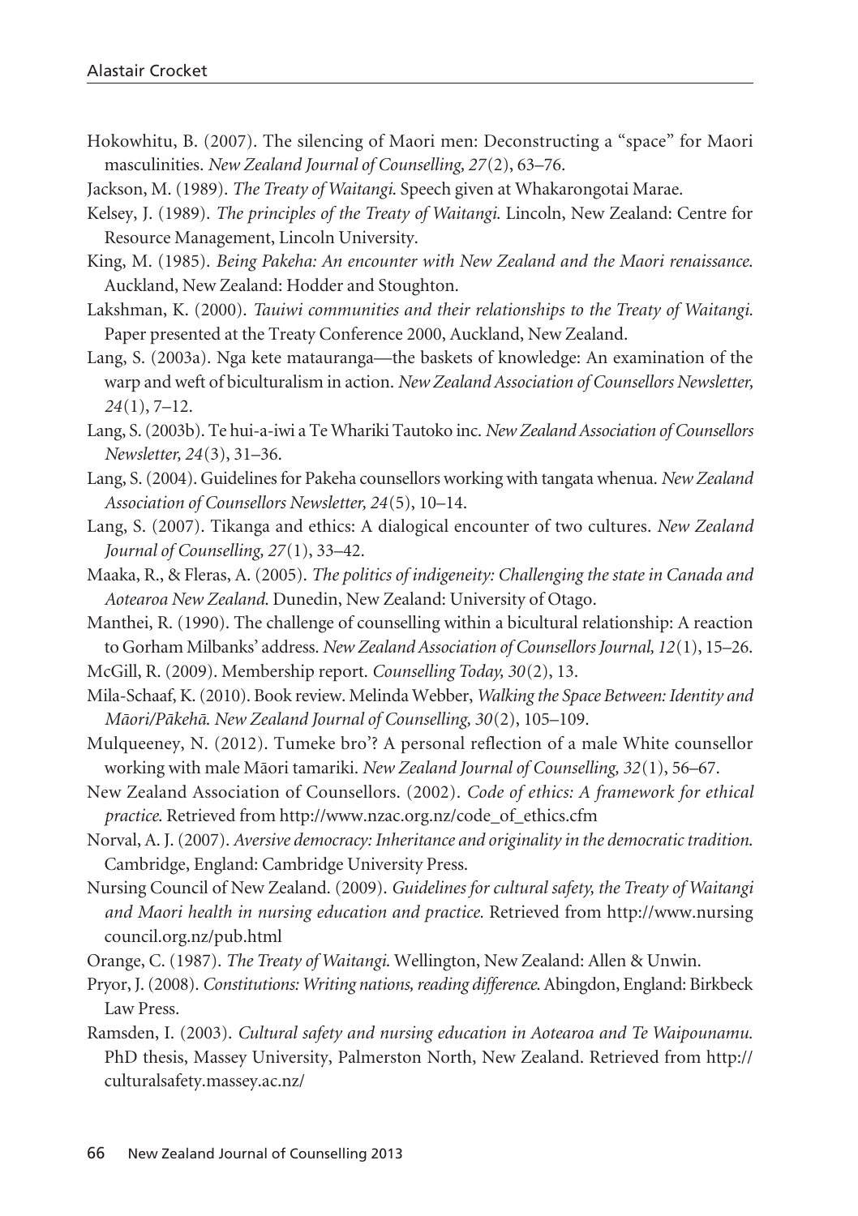Hokowhitu, B. (2007). The silencing of Maori men: Deconstructing a "space" for Maori masculinities. *New Zealand Journal of Counselling, 27*(2), 63–76.

Jackson, M. (1989). *The Treaty of Waitangi*. Speech given at Whakarongotai Marae.

Kelsey, J. (1989). *The principles of the Treaty of Waitangi*. Lincoln, New Zealand: Centre for Resource Management, Lincoln University.

King, M. (1985). *Being Pakeha: An encounter with New Zealand and the Maori renaissance*. Auckland, New Zealand: Hodder and Stoughton.

Lakshman, K. (2000). *Tauiwi communities and their relationships to the Treaty of Waitangi.* Paper presented at the Treaty Conference 2000, Auckland, New Zealand.

Lang, S. (2003a). Nga kete matauranga—the baskets of knowledge: An examination of the warp and weft of biculturalism in action. *New Zealand Association of Counsellors Newsletter, 24*(1), 7–12.

Lang, S. (2003b). Te hui-a-iwi a Te Whariki Tautoko inc. *New Zealand Association of Counsellors Newsletter, 24*(3), 31–36.

Lang, S. (2004). Guidelines for Pakeha counsellors working with tangata whenua. *New Zealand Association of Counsellors Newsletter, 24*(5), 10–14.

Lang, S. (2007). Tikanga and ethics: A dialogical encounter of two cultures. *New Zealand Journal of Counselling, 27*(1), 33–42.

Maaka, R., & Fleras, A. (2005). *The politics of indigeneity: Challenging the state in Canada and Aotearoa New Zealand*. Dunedin, New Zealand: University of Otago.

Manthei, R. (1990). The challenge of counselling within a bicultural relationship: A reaction to Gorham Milbanks' address. *New Zealand Association of Counsellors Journal, 12*(1), 15–26.

McGill, R. (2009). Membership report. *Counselling Today, 30*(2), 13.

Mila-Schaaf, K. (2010). Book review. Melinda Webber, *Walking the Space Between: Identity and Māori/Pākehā. New Zealand Journal of Counselling, 30*(2), 105–109.

Mulqueeney, N. (2012). Tumeke bro'? A personal reflection of a male White counsellor working with male Māori tamariki. *New Zealand Journal of Counselling, 32*(1), 56–67.

New Zealand Association of Counsellors. (2002). *Code of ethics: A framework for ethical practice*. Retrieved from http://www.nzac.org.nz/code_of_ethics.cfm

Norval, A. J. (2007). *Aversive democracy: Inheritance and originality in the democratic tradition.* Cambridge, England: Cambridge University Press.

Nursing Council of New Zealand. (2009). *Guidelines for cultural safety, the Treaty of Waitangi and Maori health in nursing education and practice.* Retrieved from http://www.nursingcouncil.org.nz/pub.html

Orange, C. (1987). *The Treaty of Waitangi*. Wellington, New Zealand: Allen & Unwin.

Pryor, J. (2008). *Constitutions: Writing nations, reading difference*. Abingdon, England: Birkbeck Law Press.

Ramsden, I. (2003). *Cultural safety and nursing education in Aotearoa and Te Waipounamu.* PhD thesis, Massey University, Palmerston North, New Zealand. Retrieved from http://culturalsafety.massey.ac.nz/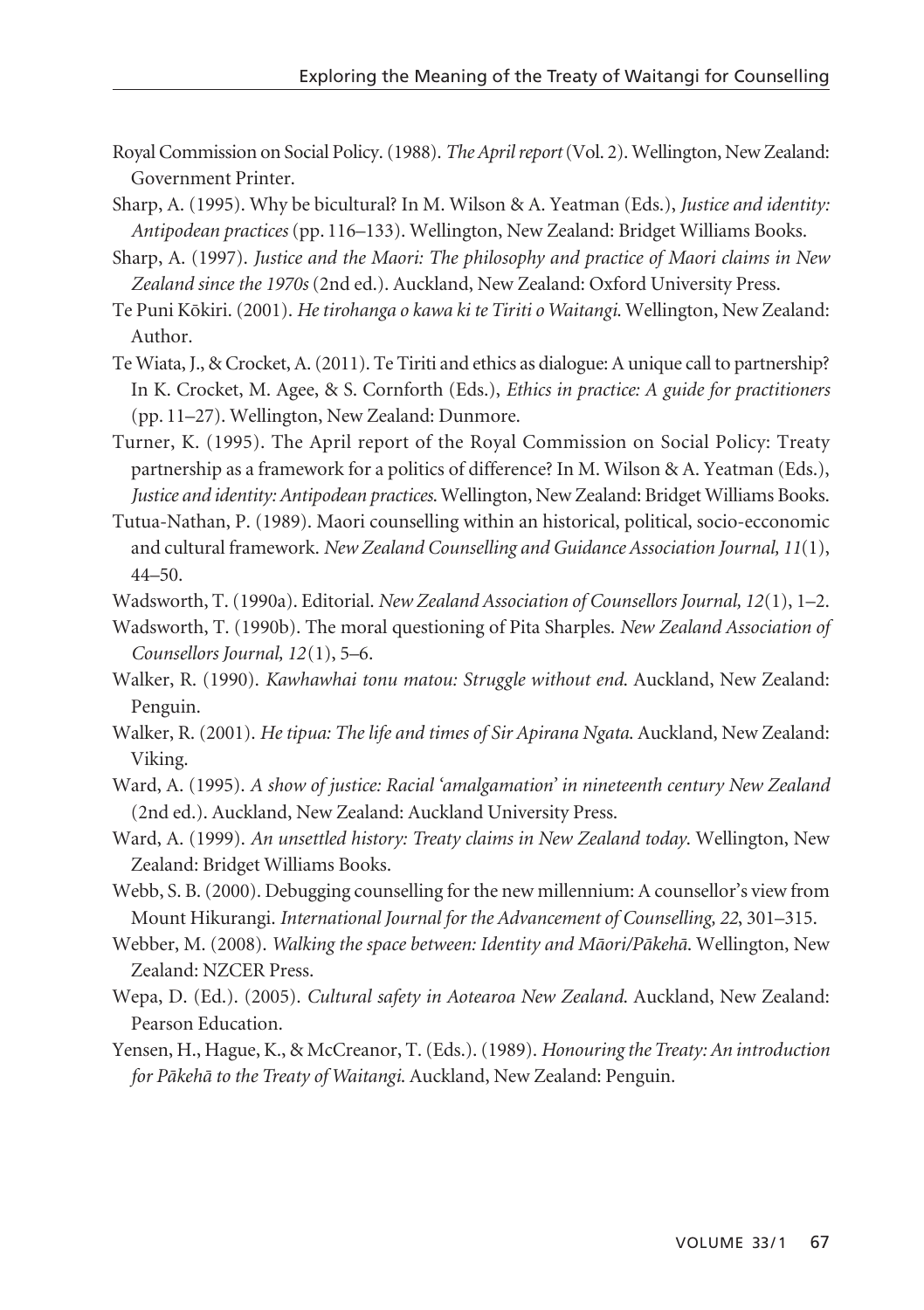Royal Commission on Social Policy. (1988). *The April report* (Vol. 2). Wellington, New Zealand: Government Printer.

Sharp, A. (1995). Why be bicultural? In M. Wilson & A. Yeatman (Eds.), *Justice and identity: Antipodean practices* (pp. 116–133). Wellington, New Zealand: Bridget Williams Books.

Sharp, A. (1997). *Justice and the Maori: The philosophy and practice of Maori claims in New Zealand since the 1970s* (2nd ed.). Auckland, New Zealand: Oxford University Press.

Te Puni Kōkiri. (2001). *He tirohanga o kawa ki te Tiriti o Waitangi*. Wellington, New Zealand: Author.

Te Wiata, J., & Crocket, A. (2011). Te Tiriti and ethics as dialogue: A unique call to partnership? In K. Crocket, M. Agee, & S. Cornforth (Eds.), *Ethics in practice: A guide for practitioners* (pp. 11–27). Wellington, New Zealand: Dunmore.

Turner, K. (1995). The April report of the Royal Commission on Social Policy: Treaty partnership as a framework for a politics of difference? In M. Wilson & A. Yeatman (Eds.), *Justice and identity: Antipodean practices*. Wellington, New Zealand: Bridget Williams Books.

Tutua-Nathan, P. (1989). Maori counselling within an historical, political, socio-ecconomic and cultural framework. *New Zealand Counselling and Guidance Association Journal, 11*(1), 44–50.

Wadsworth, T. (1990a). Editorial. *New Zealand Association of Counsellors Journal, 12*(1), 1–2.

Wadsworth, T. (1990b). The moral questioning of Pita Sharples. *New Zealand Association of Counsellors Journal, 12*(1), 5–6.

Walker, R. (1990). *Kawhawhai tonu matou: Struggle without end*. Auckland, New Zealand: Penguin.

Walker, R. (2001). *He tipua: The life and times of Sir Apirana Ngata*. Auckland, New Zealand: Viking.

Ward, A. (1995). *A show of justice: Racial 'amalgamation' in nineteenth century New Zealand* (2nd ed.). Auckland, New Zealand: Auckland University Press.

Ward, A. (1999). *An unsettled history: Treaty claims in New Zealand today*. Wellington, New Zealand: Bridget Williams Books.

Webb, S. B. (2000). Debugging counselling for the new millennium: A counsellor's view from Mount Hikurangi. *International Journal for the Advancement of Counselling, 22*, 301–315.

Webber, M. (2008). *Walking the space between: Identity and Māori/Pākehā*. Wellington, New Zealand: NZCER Press.

Wepa, D. (Ed.). (2005). *Cultural safety in Aotearoa New Zealand*. Auckland, New Zealand: Pearson Education.

Yensen, H., Hague, K., & McCreanor, T. (Eds.). (1989). *Honouring the Treaty: An introduction for Pākehā to the Treaty of Waitangi*. Auckland, New Zealand: Penguin.